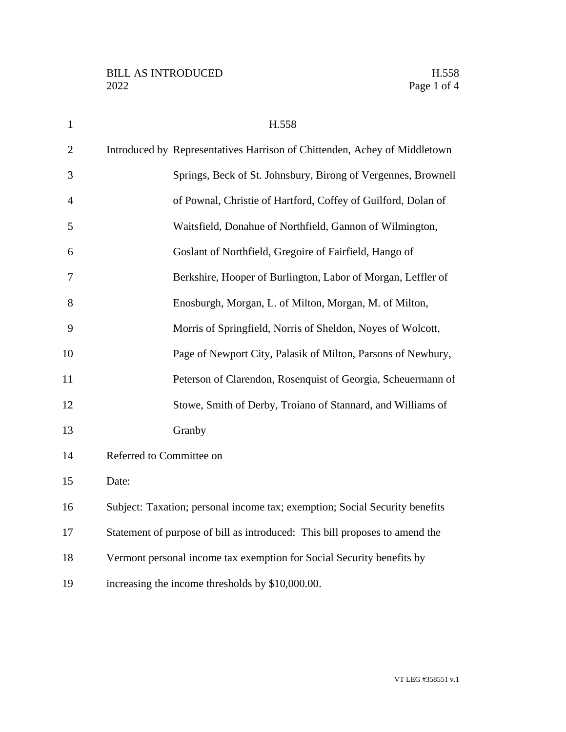# H.558

Introduced by Representatives Harrison of Chittenden, Achey of Middletown Springs, Beck of St. Johnsbury, Birong of Vergennes, Brownell of Pownal, Christie of Hartford, Coffey of Guilford, Dolan of Waitsfield, Donahue of Northfield, Gannon of Wilmington, Goslant of Northfield, Gregoire of Fairfield, Hango of Berkshire, Hooper of Burlington, Labor of Morgan, Leffler of Enosburgh, Morgan, L. of Milton, Morgan, M. of Milton, Morris of Springfield, Norris of Sheldon, Noyes of Wolcott, Page of Newport City, Palasik of Milton, Parsons of Newbury, Peterson of Clarendon, Rosenquist of Georgia, Scheuermann of Stowe, Smith of Derby, Troiano of Stannard, and Williams of Granby

Referred to Committee on

Date:

Subject: Taxation; personal income tax; exemption; Social Security benefits

Statement of purpose of bill as introduced: This bill proposes to amend the Vermont personal income tax exemption for Social Security benefits by increasing the income thresholds by $10,000.00.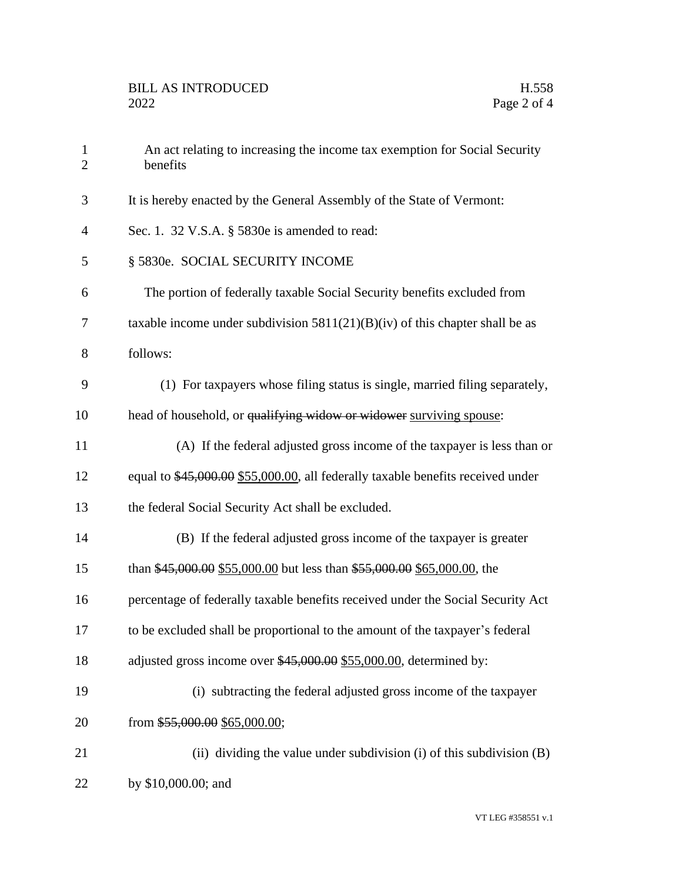An act relating to increasing the income tax exemption for Social Security benefits

It is hereby enacted by the General Assembly of the State of Vermont:

Sec. 1. 32 V.S.A. § 5830e is amended to read:

§ 5830e. SOCIAL SECURITY INCOME

The portion of federally taxable Social Security benefits excluded from taxable income under subdivision 5811(21)(B)(iv) of this chapter shall be as follows:

(1) For taxpayers whose filing status is single, married filing separately, head of household, or ~~qualifying widow or widower~~ surviving spouse:

(A) If the federal adjusted gross income of the taxpayer is less than or equal to ~~$45,000.00~~ $55,000.00, all federally taxable benefits received under the federal Social Security Act shall be excluded.

(B) If the federal adjusted gross income of the taxpayer is greater than ~~$45,000.00~~ $55,000.00 but less than ~~$55,000.00~~ $65,000.00, the percentage of federally taxable benefits received under the Social Security Act to be excluded shall be proportional to the amount of the taxpayer's federal adjusted gross income over ~~$45,000.00~~ $55,000.00, determined by:

(i) subtracting the federal adjusted gross income of the taxpayer from ~~$55,000.00~~ $65,000.00;

(ii) dividing the value under subdivision (i) of this subdivision (B) by $10,000.00; and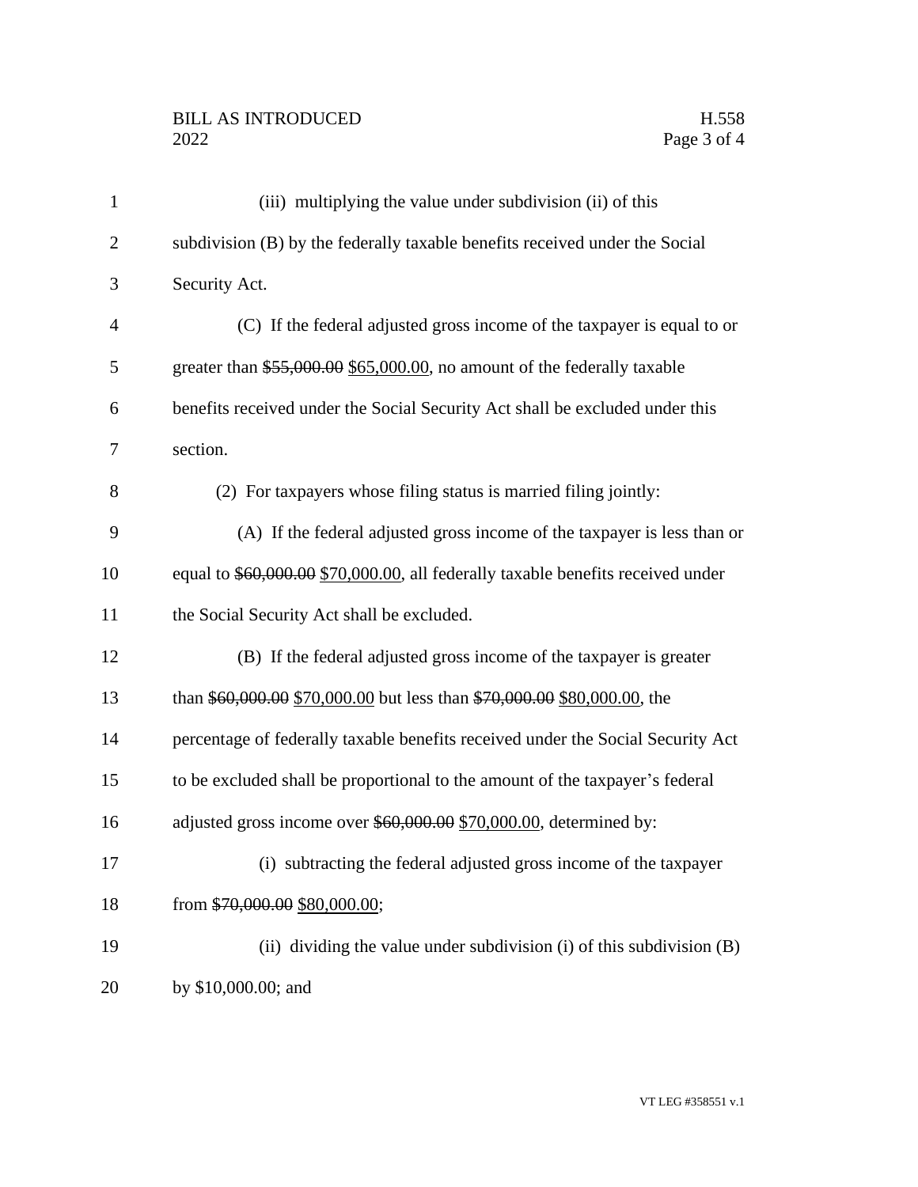(iii) multiplying the value under subdivision (ii) of this subdivision (B) by the federally taxable benefits received under the Social Security Act.

(C) If the federal adjusted gross income of the taxpayer is equal to or greater than ~~$55,000.00~~ <u>$65,000.00</u>, no amount of the federally taxable benefits received under the Social Security Act shall be excluded under this section.

(2) For taxpayers whose filing status is married filing jointly:

(A) If the federal adjusted gross income of the taxpayer is less than or equal to ~~$60,000.00~~ <u>$70,000.00</u>, all federally taxable benefits received under the Social Security Act shall be excluded.

(B) If the federal adjusted gross income of the taxpayer is greater than ~~$60,000.00~~ <u>$70,000.00</u> but less than ~~$70,000.00~~ <u>$80,000.00</u>, the percentage of federally taxable benefits received under the Social Security Act to be excluded shall be proportional to the amount of the taxpayer's federal adjusted gross income over ~~$60,000.00~~ <u>$70,000.00</u>, determined by:

(i) subtracting the federal adjusted gross income of the taxpayer from ~~$70,000.00~~ <u>$80,000.00</u>;

(ii) dividing the value under subdivision (i) of this subdivision (B) by $10,000.00; and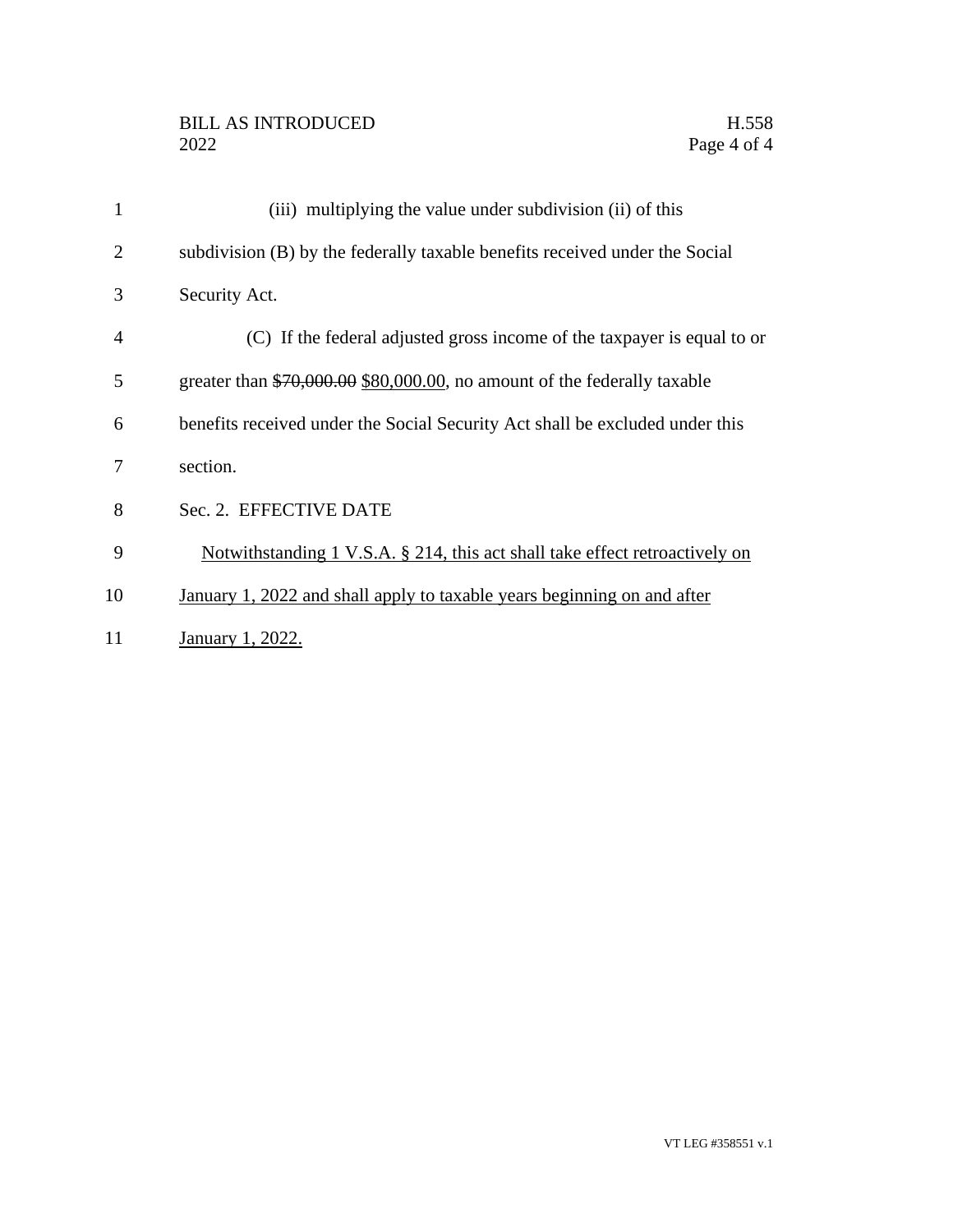(iii) multiplying the value under subdivision (ii) of this subdivision (B) by the federally taxable benefits received under the Social Security Act.

(C) If the federal adjusted gross income of the taxpayer is equal to or greater than ~~$70,000.00~~ <u>$80,000.00</u>, no amount of the federally taxable benefits received under the Social Security Act shall be excluded under this section.

Sec. 2. EFFECTIVE DATE

<u>Notwithstanding 1 V.S.A. § 214, this act shall take effect retroactively on January 1, 2022 and shall apply to taxable years beginning on and after January 1, 2022.</u>